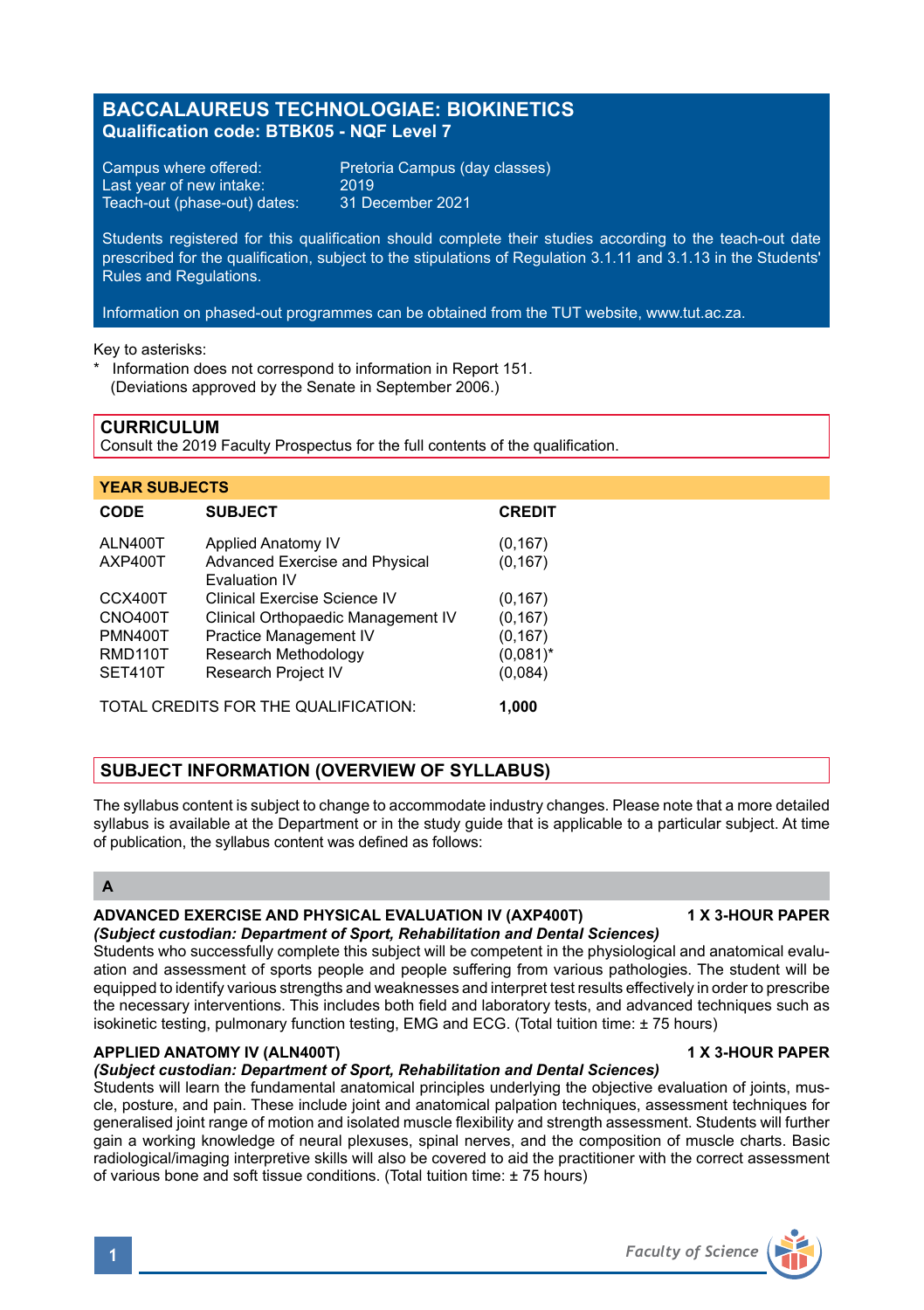# BACCALAUREUS TECHNOLOGIAE: BIOKINETICS

**Qualification code: BTBK05 - NQF Level 7**

Campus where offered: Pretoria Campus (day classes)
Last year of new intake: 2019
Teach-out (phase-out) dates: 31 December 2021

Students registered for this qualification should complete their studies according to the teach-out date prescribed for the qualification, subject to the stipulations of Regulation 3.1.11 and 3.1.13 in the Students' Rules and Regulations.

Information on phased-out programmes can be obtained from the TUT website, www.tut.ac.za.

Key to asterisks:
\* Information does not correspond to information in Report 151. (Deviations approved by the Senate in September 2006.)

## CURRICULUM

Consult the 2019 Faculty Prospectus for the full contents of the qualification.

### YEAR SUBJECTS

| CODE | SUBJECT | CREDIT |
|---|---|---|
| ALN400T | Applied Anatomy IV | (0,167) |
| AXP400T | Advanced Exercise and Physical Evaluation IV | (0,167) |
| CCX400T | Clinical Exercise Science IV | (0,167) |
| CNO400T | Clinical Orthopaedic Management IV | (0,167) |
| PMN400T | Practice Management IV | (0,167) |
| RMD110T | Research Methodology | (0,081)* |
| SET410T | Research Project IV | (0,084) |
| | TOTAL CREDITS FOR THE QUALIFICATION: | **1,000** |

## SUBJECT INFORMATION (OVERVIEW OF SYLLABUS)

The syllabus content is subject to change to accommodate industry changes. Please note that a more detailed syllabus is available at the Department or in the study guide that is applicable to a particular subject. At time of publication, the syllabus content was defined as follows:

### A

**ADVANCED EXERCISE AND PHYSICAL EVALUATION IV (AXP400T) — 1 X 3-HOUR PAPER**
***(Subject custodian: Department of Sport, Rehabilitation and Dental Sciences)***
Students who successfully complete this subject will be competent in the physiological and anatomical evaluation and assessment of sports people and people suffering from various pathologies. The student will be equipped to identify various strengths and weaknesses and interpret test results effectively in order to prescribe the necessary interventions. This includes both field and laboratory tests, and advanced techniques such as isokinetic testing, pulmonary function testing, EMG and ECG. (Total tuition time: ± 75 hours)

**APPLIED ANATOMY IV (ALN400T) — 1 X 3-HOUR PAPER**
***(Subject custodian: Department of Sport, Rehabilitation and Dental Sciences)***
Students will learn the fundamental anatomical principles underlying the objective evaluation of joints, muscle, posture, and pain. These include joint and anatomical palpation techniques, assessment techniques for generalised joint range of motion and isolated muscle flexibility and strength assessment. Students will further gain a working knowledge of neural plexuses, spinal nerves, and the composition of muscle charts. Basic radiological/imaging interpretive skills will also be covered to aid the practitioner with the correct assessment of various bone and soft tissue conditions. (Total tuition time: ± 75 hours)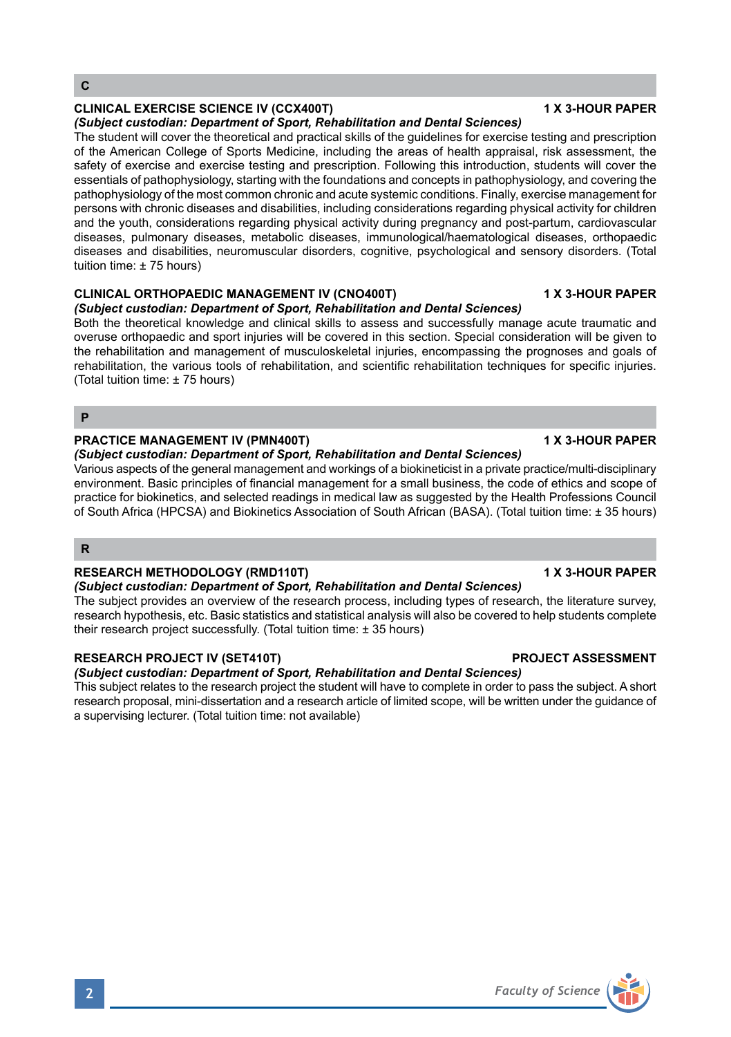## C

### CLINICAL EXERCISE SCIENCE IV (CCX400T) — 1 X 3-HOUR PAPER

***(Subject custodian: Department of Sport, Rehabilitation and Dental Sciences)***

The student will cover the theoretical and practical skills of the guidelines for exercise testing and prescription of the American College of Sports Medicine, including the areas of health appraisal, risk assessment, the safety of exercise and exercise testing and prescription. Following this introduction, students will cover the essentials of pathophysiology, starting with the foundations and concepts in pathophysiology, and covering the pathophysiology of the most common chronic and acute systemic conditions. Finally, exercise management for persons with chronic diseases and disabilities, including considerations regarding physical activity for children and the youth, considerations regarding physical activity during pregnancy and post-partum, cardiovascular diseases, pulmonary diseases, metabolic diseases, immunological/haematological diseases, orthopaedic diseases and disabilities, neuromuscular disorders, cognitive, psychological and sensory disorders. (Total tuition time: ± 75 hours)

### CLINICAL ORTHOPAEDIC MANAGEMENT IV (CNO400T) — 1 X 3-HOUR PAPER

***(Subject custodian: Department of Sport, Rehabilitation and Dental Sciences)***

Both the theoretical knowledge and clinical skills to assess and successfully manage acute traumatic and overuse orthopaedic and sport injuries will be covered in this section. Special consideration will be given to the rehabilitation and management of musculoskeletal injuries, encompassing the prognoses and goals of rehabilitation, the various tools of rehabilitation, and scientific rehabilitation techniques for specific injuries. (Total tuition time: ± 75 hours)

## P

### PRACTICE MANAGEMENT IV (PMN400T) — 1 X 3-HOUR PAPER

***(Subject custodian: Department of Sport, Rehabilitation and Dental Sciences)***

Various aspects of the general management and workings of a biokineticist in a private practice/multi-disciplinary environment. Basic principles of financial management for a small business, the code of ethics and scope of practice for biokinetics, and selected readings in medical law as suggested by the Health Professions Council of South Africa (HPCSA) and Biokinetics Association of South African (BASA). (Total tuition time: ± 35 hours)

## R

### RESEARCH METHODOLOGY (RMD110T) — 1 X 3-HOUR PAPER

***(Subject custodian: Department of Sport, Rehabilitation and Dental Sciences)***

The subject provides an overview of the research process, including types of research, the literature survey, research hypothesis, etc. Basic statistics and statistical analysis will also be covered to help students complete their research project successfully. (Total tuition time: ± 35 hours)

### RESEARCH PROJECT IV (SET410T) — PROJECT ASSESSMENT

***(Subject custodian: Department of Sport, Rehabilitation and Dental Sciences)***

This subject relates to the research project the student will have to complete in order to pass the subject. A short research proposal, mini-dissertation and a research article of limited scope, will be written under the guidance of a supervising lecturer. (Total tuition time: not available)